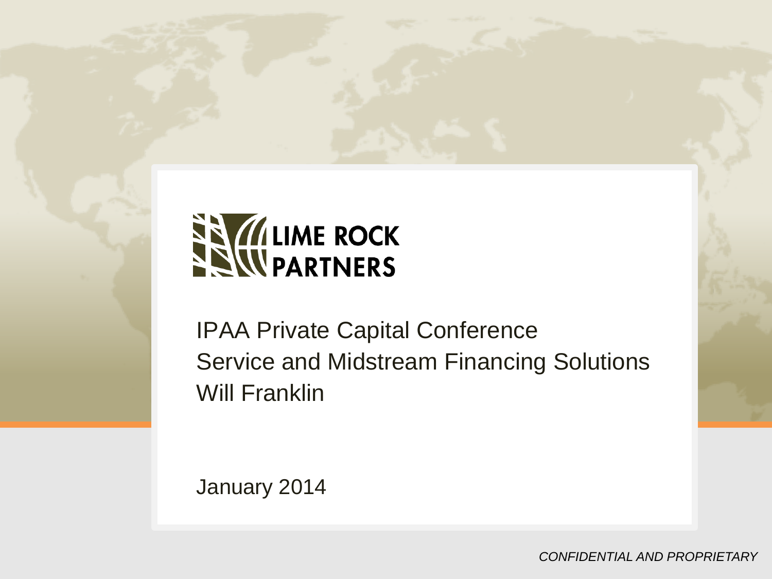LIME ROCK PARTNERS

# IPAA Private Capital Conference

## Service and Midstream Financing Solutions

Will Franklin

January 2014

*CONFIDENTIAL AND PROPRIETARY*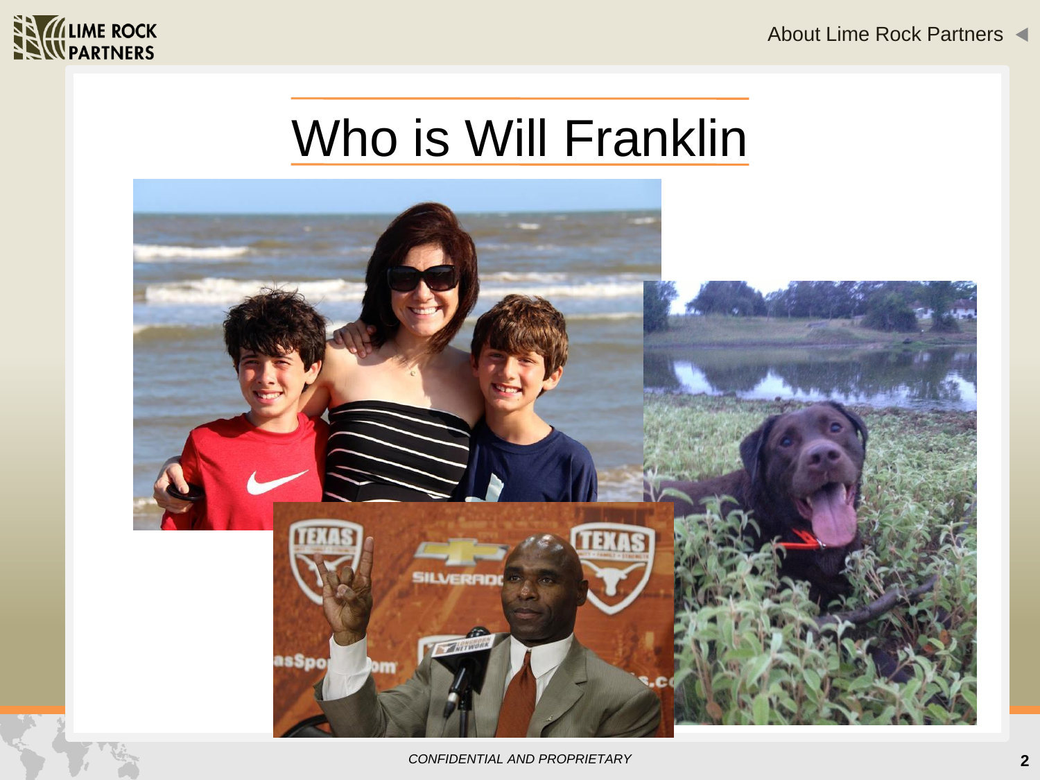# Who is Will Franklin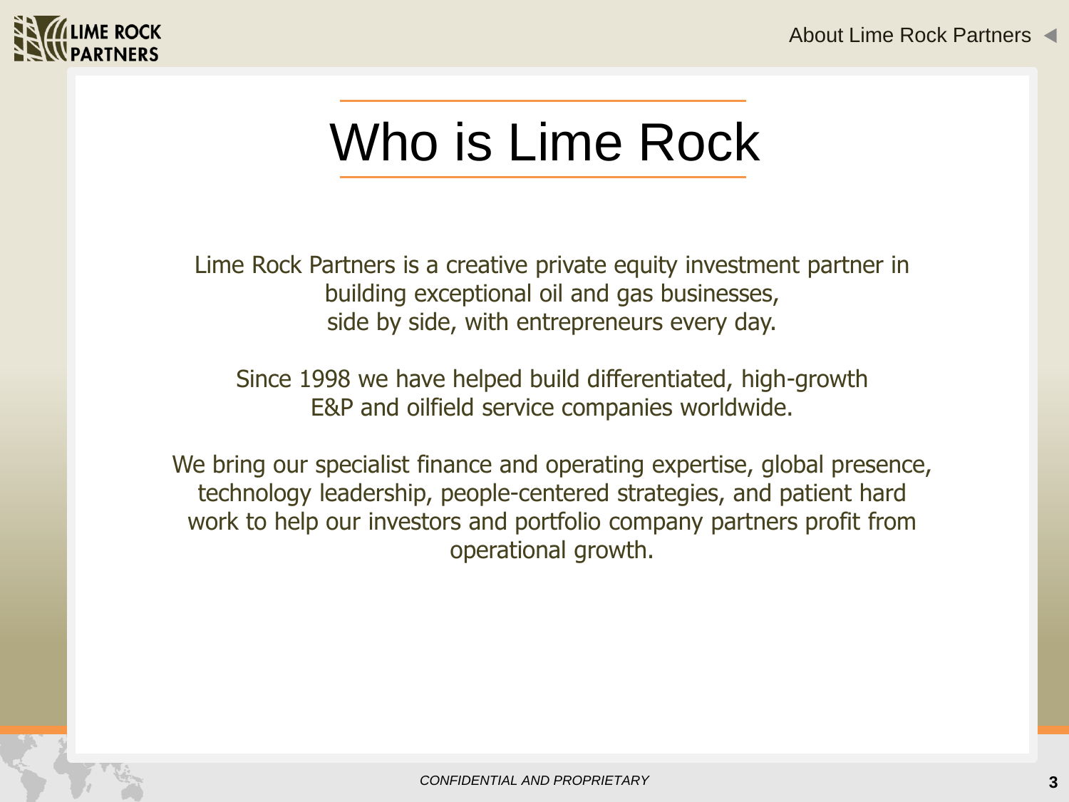# Who is Lime Rock

Lime Rock Partners is a creative private equity investment partner in building exceptional oil and gas businesses, side by side, with entrepreneurs every day.

Since 1998 we have helped build differentiated, high-growth E&P and oilfield service companies worldwide.

We bring our specialist finance and operating expertise, global presence, technology leadership, people-centered strategies, and patient hard work to help our investors and portfolio company partners profit from operational growth.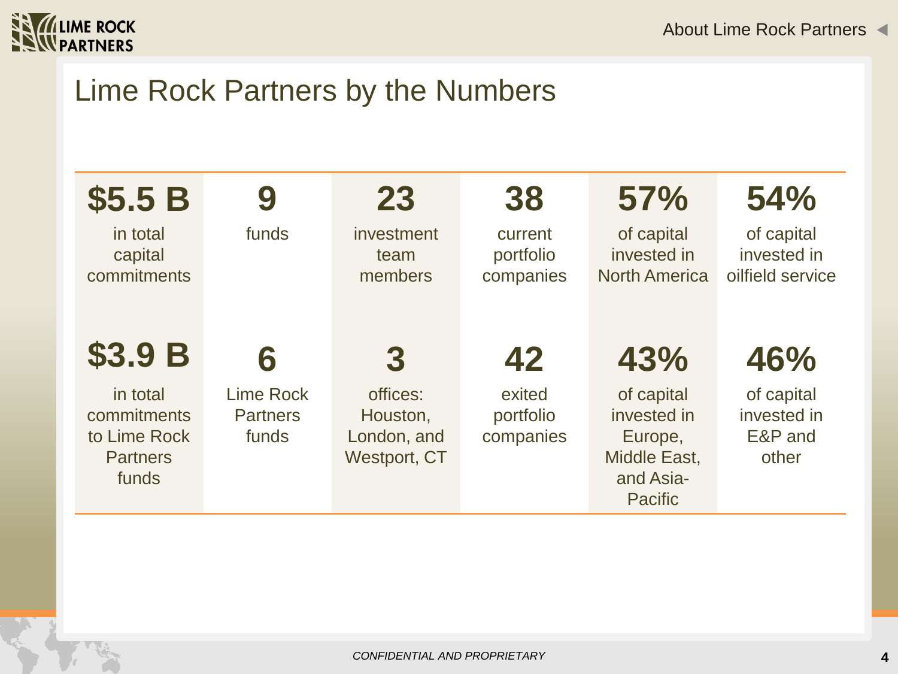# Lime Rock Partners by the Numbers

| **$5.5 B** in total capital commitments | **9** funds | **23** investment team members | **38** current portfolio companies | **57%** of capital invested in North America | **54%** of capital invested in oilfield service |
|---|---|---|---|---|---|
| **$3.9 B** in total commitments to Lime Rock Partners funds | **6** Lime Rock Partners funds | **3** offices: Houston, London, and Westport, CT | **42** exited portfolio companies | **43%** of capital invested in Europe, Middle East, and Asia-Pacific | **46%** of capital invested in E&P and other |

*CONFIDENTIAL AND PROPRIETARY*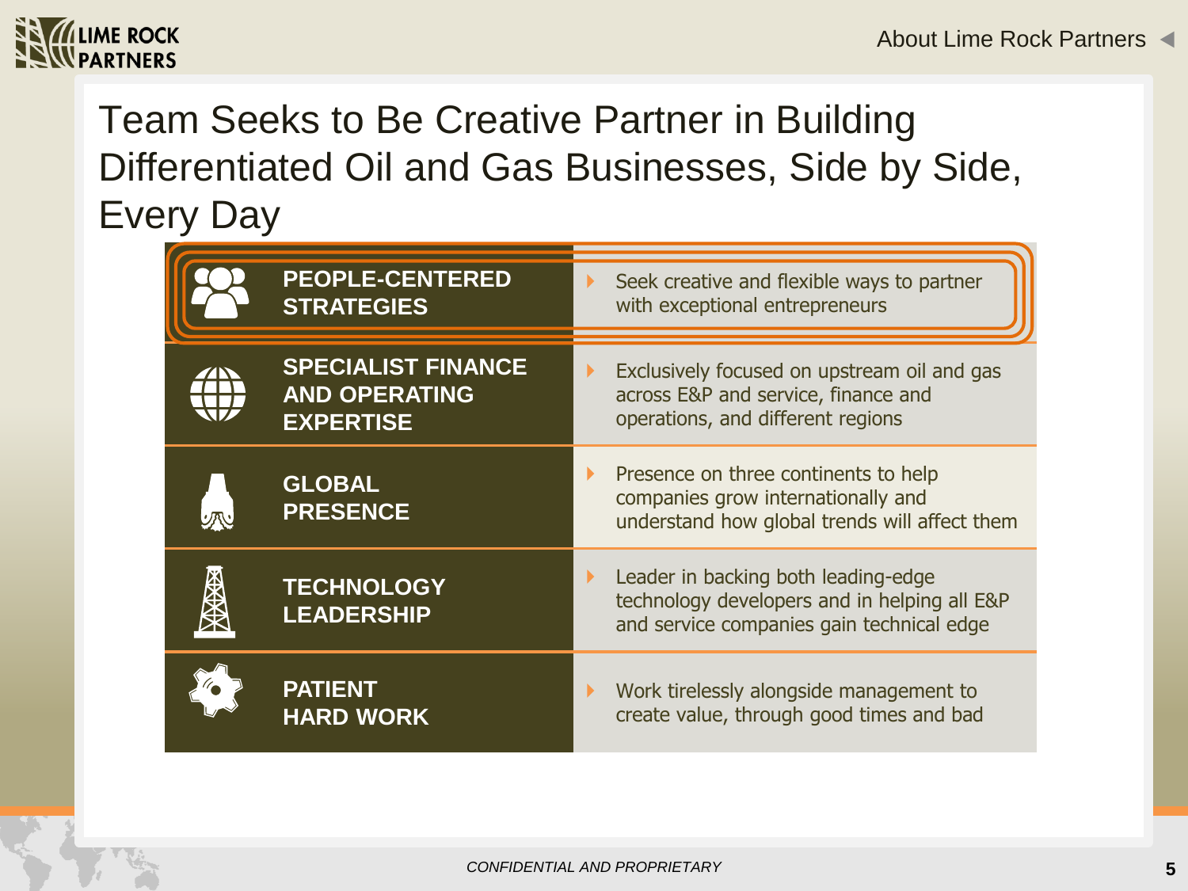# Team Seeks to Be Creative Partner in Building Differentiated Oil and Gas Businesses, Side by Side, Every Day

| | |
|---|---|
| **PEOPLE-CENTERED STRATEGIES** | Seek creative and flexible ways to partner with exceptional entrepreneurs |
| **SPECIALIST FINANCE AND OPERATING EXPERTISE** | Exclusively focused on upstream oil and gas across E&P and service, finance and operations, and different regions |
| **GLOBAL PRESENCE** | Presence on three continents to help companies grow internationally and understand how global trends will affect them |
| **TECHNOLOGY LEADERSHIP** | Leader in backing both leading-edge technology developers and in helping all E&P and service companies gain technical edge |
| **PATIENT HARD WORK** | Work tirelessly alongside management to create value, through good times and bad |

*CONFIDENTIAL AND PROPRIETARY*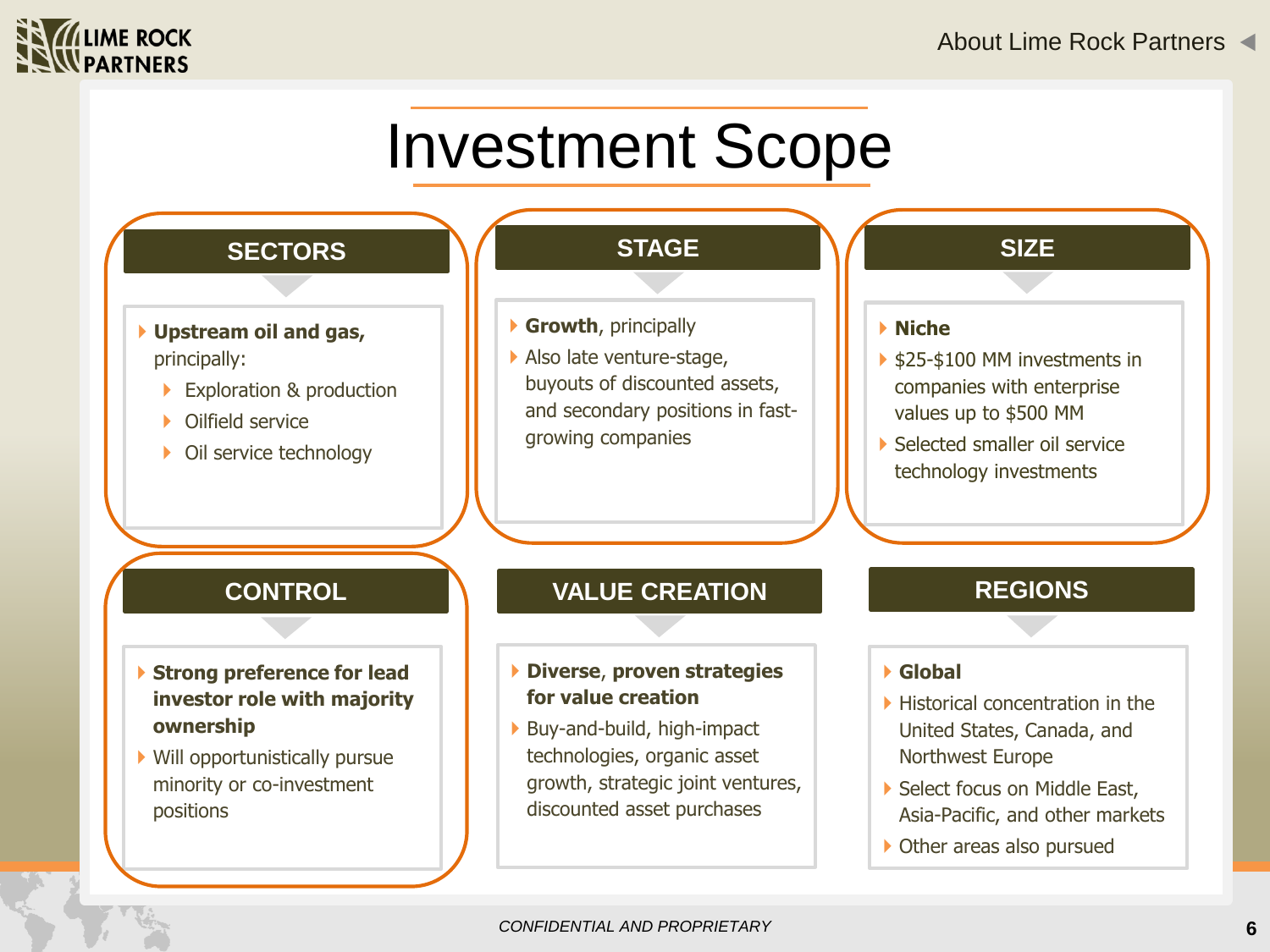# Investment Scope

## SECTORS

- **Upstream oil and gas,** principally:
  - Exploration & production
  - Oilfield service
  - Oil service technology

## STAGE

- **Growth**, principally
- Also late venture-stage, buyouts of discounted assets, and secondary positions in fast-growing companies

## SIZE

- **Niche**
- $25-$100 MM investments in companies with enterprise values up to $500 MM
- Selected smaller oil service technology investments

## CONTROL

- **Strong preference for lead investor role with majority ownership**
- Will opportunistically pursue minority or co-investment positions

## VALUE CREATION

- **Diverse**, **proven strategies for value creation**
- Buy-and-build, high-impact technologies, organic asset growth, strategic joint ventures, discounted asset purchases

## REGIONS

- **Global**
- Historical concentration in the United States, Canada, and Northwest Europe
- Select focus on Middle East, Asia-Pacific, and other markets
- Other areas also pursued

*CONFIDENTIAL AND PROPRIETARY*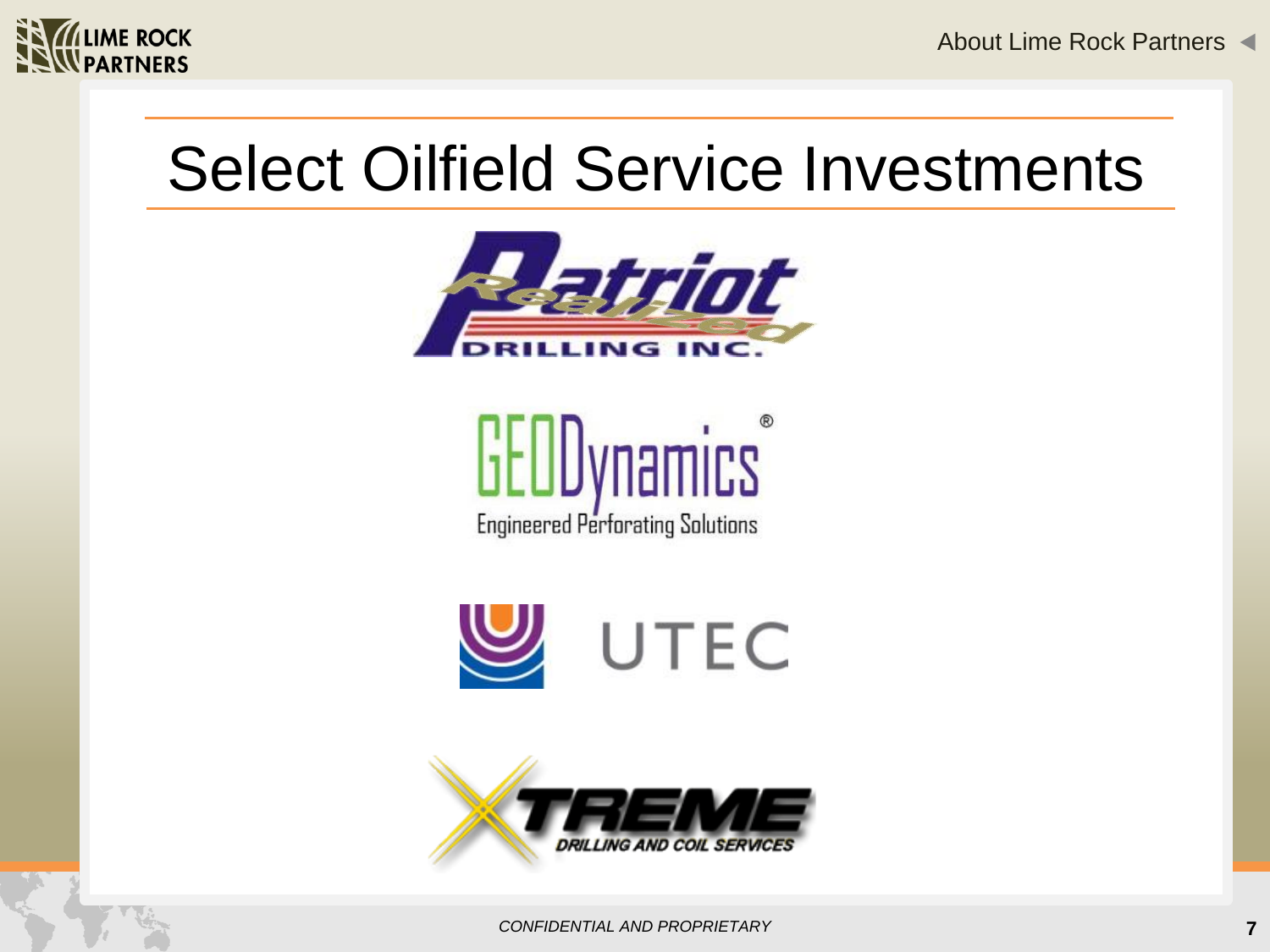# Select Oilfield Service Investments

Patriot Drilling Inc. — Realized

GEODynamics® — Engineered Perforating Solutions

UTEC

XTREME — Drilling and Coil Services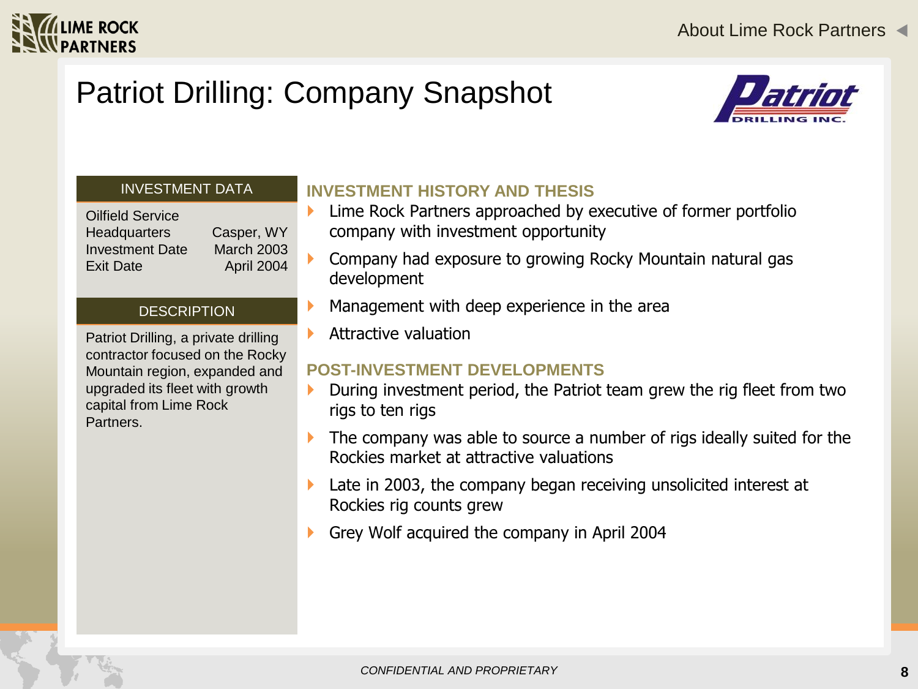# Patriot Drilling: Company Snapshot

## INVESTMENT DATA

| Oilfield Service | |
|---|---|
| Headquarters | Casper, WY |
| Investment Date | March 2003 |
| Exit Date | April 2004 |

## DESCRIPTION

Patriot Drilling, a private drilling contractor focused on the Rocky Mountain region, expanded and upgraded its fleet with growth capital from Lime Rock Partners.

## INVESTMENT HISTORY AND THESIS

- Lime Rock Partners approached by executive of former portfolio company with investment opportunity
- Company had exposure to growing Rocky Mountain natural gas development
- Management with deep experience in the area
- Attractive valuation

## POST-INVESTMENT DEVELOPMENTS

- During investment period, the Patriot team grew the rig fleet from two rigs to ten rigs
- The company was able to source a number of rigs ideally suited for the Rockies market at attractive valuations
- Late in 2003, the company began receiving unsolicited interest at Rockies rig counts grew
- Grey Wolf acquired the company in April 2004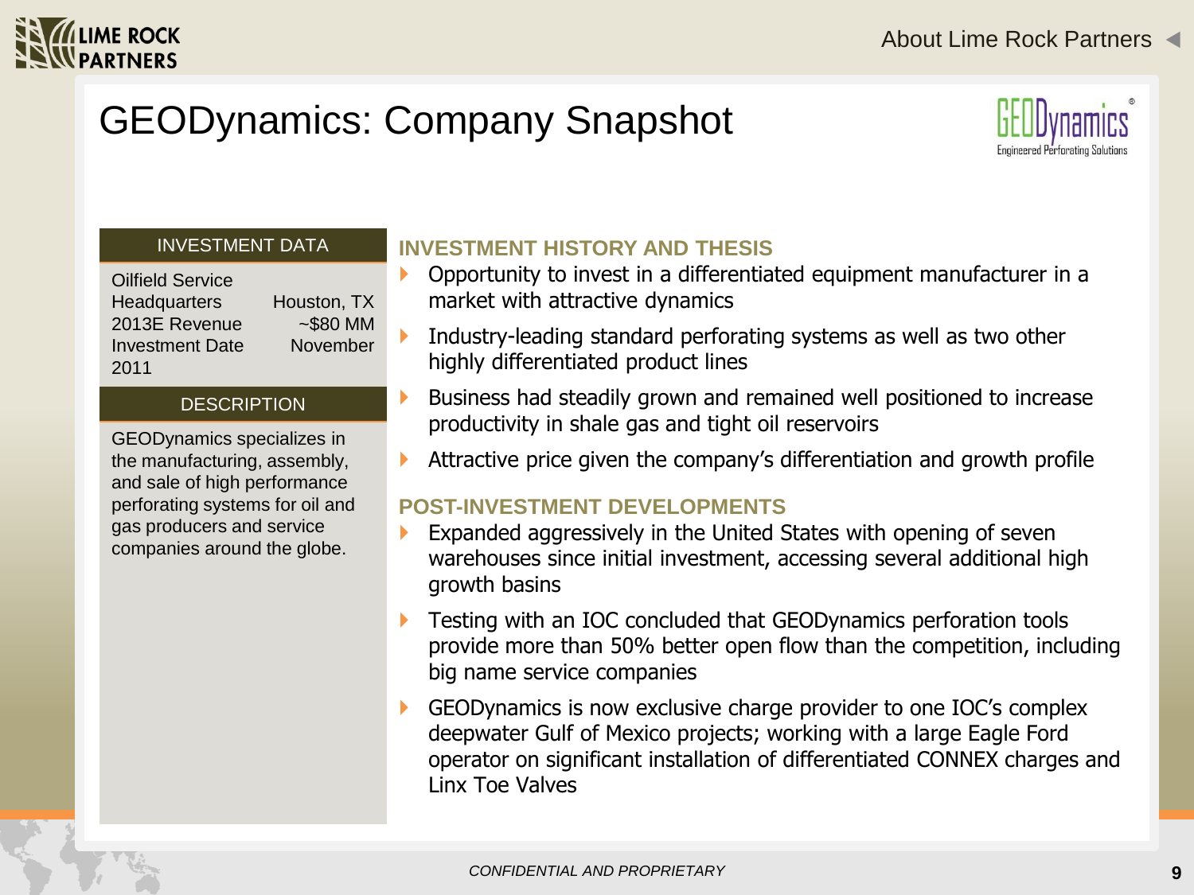# GEODynamics: Company Snapshot

## INVESTMENT DATA

| | |
|---|---|
| Oilfield Service | |
| Headquarters | Houston, TX |
| 2013E Revenue | ~$80 MM |
| Investment Date | November 2011 |

## DESCRIPTION

GEODynamics specializes in the manufacturing, assembly, and sale of high performance perforating systems for oil and gas producers and service companies around the globe.

## INVESTMENT HISTORY AND THESIS

- Opportunity to invest in a differentiated equipment manufacturer in a market with attractive dynamics
- Industry-leading standard perforating systems as well as two other highly differentiated product lines
- Business had steadily grown and remained well positioned to increase productivity in shale gas and tight oil reservoirs
- Attractive price given the company's differentiation and growth profile

## POST-INVESTMENT DEVELOPMENTS

- Expanded aggressively in the United States with opening of seven warehouses since initial investment, accessing several additional high growth basins
- Testing with an IOC concluded that GEODynamics perforation tools provide more than 50% better open flow than the competition, including big name service companies
- GEODynamics is now exclusive charge provider to one IOC's complex deepwater Gulf of Mexico projects; working with a large Eagle Ford operator on significant installation of differentiated CONNEX charges and Linx Toe Valves

*CONFIDENTIAL AND PROPRIETARY*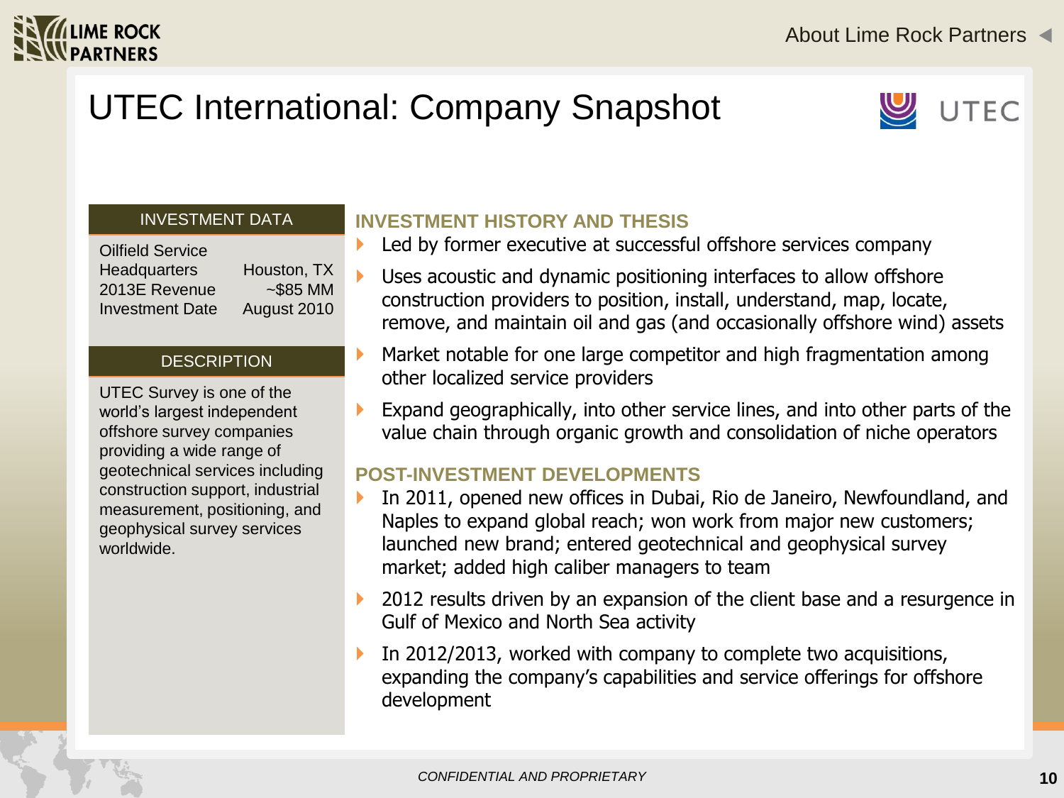# UTEC International: Company Snapshot

## INVESTMENT DATA

| | |
|---|---|
| Oilfield Service | |
| Headquarters | Houston, TX |
| 2013E Revenue | ~$85 MM |
| Investment Date | August 2010 |

## DESCRIPTION

UTEC Survey is one of the world's largest independent offshore survey companies providing a wide range of geotechnical services including construction support, industrial measurement, positioning, and geophysical survey services worldwide.

## INVESTMENT HISTORY AND THESIS

- Led by former executive at successful offshore services company
- Uses acoustic and dynamic positioning interfaces to allow offshore construction providers to position, install, understand, map, locate, remove, and maintain oil and gas (and occasionally offshore wind) assets
- Market notable for one large competitor and high fragmentation among other localized service providers
- Expand geographically, into other service lines, and into other parts of the value chain through organic growth and consolidation of niche operators

## POST-INVESTMENT DEVELOPMENTS

- In 2011, opened new offices in Dubai, Rio de Janeiro, Newfoundland, and Naples to expand global reach; won work from major new customers; launched new brand; entered geotechnical and geophysical survey market; added high caliber managers to team
- 2012 results driven by an expansion of the client base and a resurgence in Gulf of Mexico and North Sea activity
- In 2012/2013, worked with company to complete two acquisitions, expanding the company's capabilities and service offerings for offshore development

*CONFIDENTIAL AND PROPRIETARY*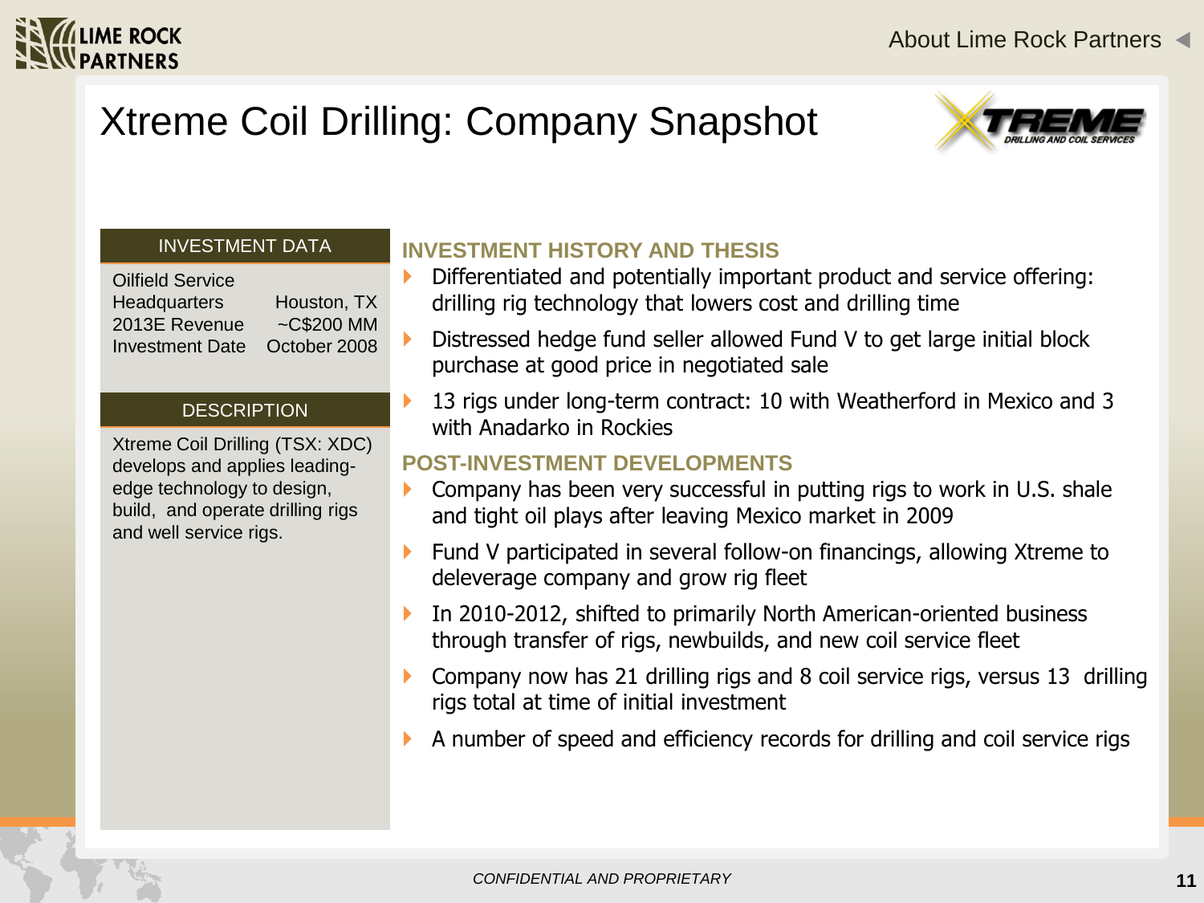# Xtreme Coil Drilling: Company Snapshot

## INVESTMENT DATA

| | |
|---|---|
| Oilfield Service | |
| Headquarters | Houston, TX |
| 2013E Revenue | ~C$200 MM |
| Investment Date | October 2008 |

## DESCRIPTION

Xtreme Coil Drilling (TSX: XDC) develops and applies leading-edge technology to design, build, and operate drilling rigs and well service rigs.

## INVESTMENT HISTORY AND THESIS

- Differentiated and potentially important product and service offering: drilling rig technology that lowers cost and drilling time
- Distressed hedge fund seller allowed Fund V to get large initial block purchase at good price in negotiated sale
- 13 rigs under long-term contract: 10 with Weatherford in Mexico and 3 with Anadarko in Rockies

## POST-INVESTMENT DEVELOPMENTS

- Company has been very successful in putting rigs to work in U.S. shale and tight oil plays after leaving Mexico market in 2009
- Fund V participated in several follow-on financings, allowing Xtreme to deleverage company and grow rig fleet
- In 2010-2012, shifted to primarily North American-oriented business through transfer of rigs, newbuilds, and new coil service fleet
- Company now has 21 drilling rigs and 8 coil service rigs, versus 13 drilling rigs total at time of initial investment
- A number of speed and efficiency records for drilling and coil service rigs

*CONFIDENTIAL AND PROPRIETARY*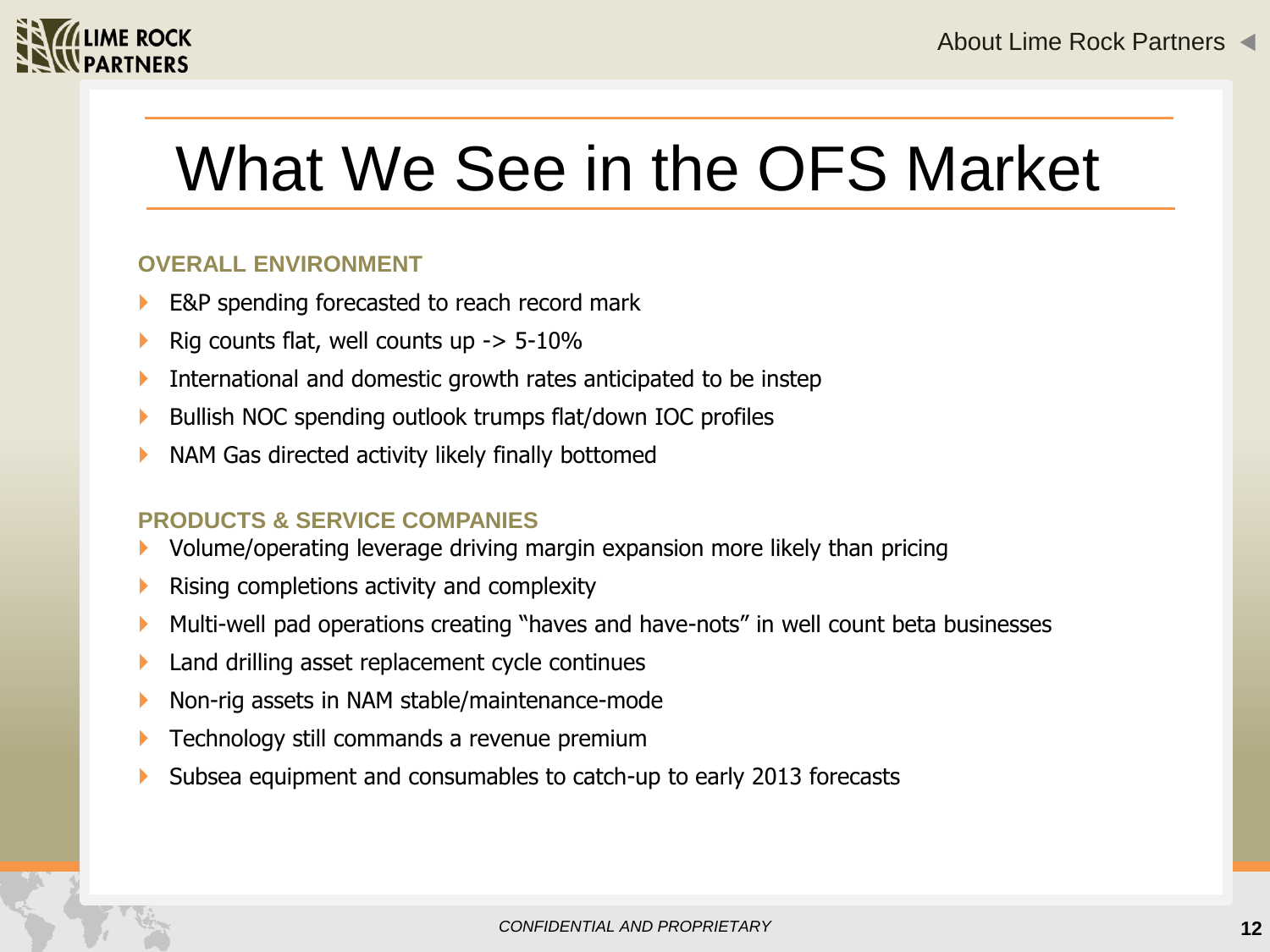# What We See in the OFS Market

## OVERALL ENVIRONMENT

- E&P spending forecasted to reach record mark
- Rig counts flat, well counts up -> 5-10%
- International and domestic growth rates anticipated to be instep
- Bullish NOC spending outlook trumps flat/down IOC profiles
- NAM Gas directed activity likely finally bottomed

## PRODUCTS & SERVICE COMPANIES

- Volume/operating leverage driving margin expansion more likely than pricing
- Rising completions activity and complexity
- Multi-well pad operations creating "haves and have-nots" in well count beta businesses
- Land drilling asset replacement cycle continues
- Non-rig assets in NAM stable/maintenance-mode
- Technology still commands a revenue premium
- Subsea equipment and consumables to catch-up to early 2013 forecasts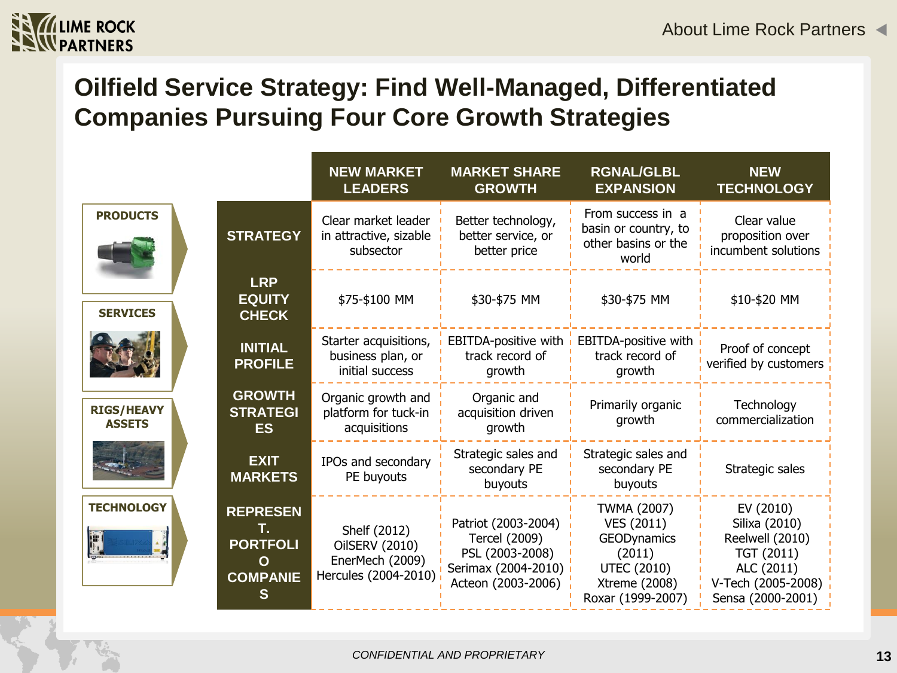# Oilfield Service Strategy: Find Well-Managed, Differentiated Companies Pursuing Four Core Growth Strategies

PRODUCTS

SERVICES

RIGS/HEAVY ASSETS

TECHNOLOGY

| | NEW MARKET LEADERS | MARKET SHARE GROWTH | RGNAL/GLBL EXPANSION | NEW TECHNOLOGY |
|---|---|---|---|---|
| **STRATEGY** | Clear market leader in attractive, sizable subsector | Better technology, better service, or better price | From success in a basin or country, to other basins or the world | Clear value proposition over incumbent solutions |
| **LRP EQUITY CHECK** | \$75-\$100 MM | \$30-\$75 MM | \$30-\$75 MM | \$10-\$20 MM |
| **INITIAL PROFILE** | Starter acquisitions, business plan, or initial success | EBITDA-positive with track record of growth | EBITDA-positive with track record of growth | Proof of concept verified by customers |
| **GROWTH STRATEGIES** | Organic growth and platform for tuck-in acquisitions | Organic and acquisition driven growth | Primarily organic growth | Technology commercialization |
| **EXIT MARKETS** | IPOs and secondary PE buyouts | Strategic sales and secondary PE buyouts | Strategic sales and secondary PE buyouts | Strategic sales |
| **REPRESENT. PORTFOLIO COMPANIES** | Shelf (2012)<br>OilSERV (2010)<br>EnerMech (2009)<br>Hercules (2004-2010) | Patriot (2003-2004)<br>Tercel (2009)<br>PSL (2003-2008)<br>Serimax (2004-2010)<br>Acteon (2003-2006) | TWMA (2007)<br>VES (2011)<br>GEODynamics (2011)<br>UTEC (2010)<br>Xtreme (2008)<br>Roxar (1999-2007) | EV (2010)<br>Silixa (2010)<br>Reelwell (2010)<br>TGT (2011)<br>ALC (2011)<br>V-Tech (2005-2008)<br>Sensa (2000-2001) |

*CONFIDENTIAL AND PROPRIETARY*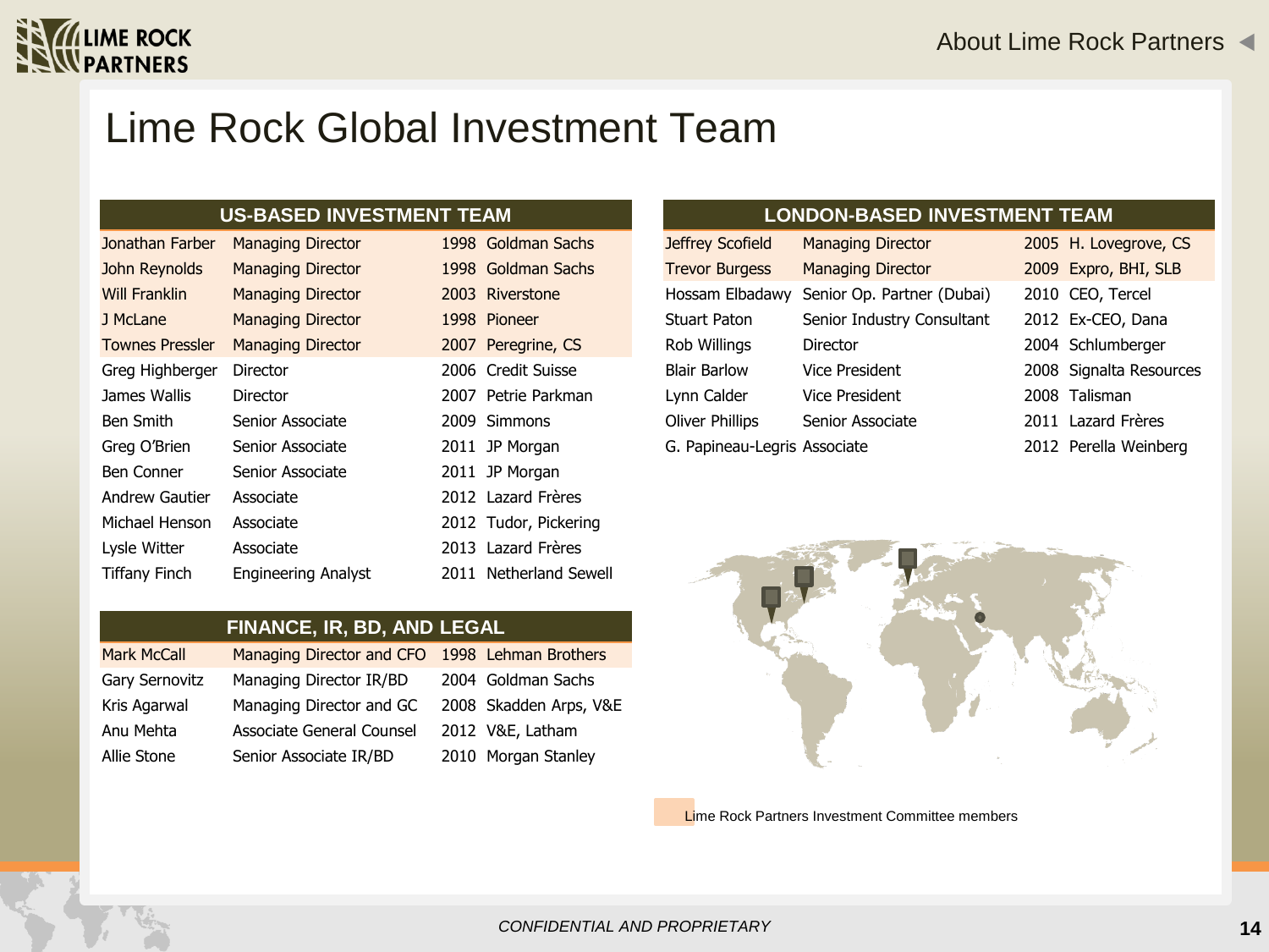# Lime Rock Global Investment Team

## US-BASED INVESTMENT TEAM

| | | | |
|---|---|---|---|
| Jonathan Farber | Managing Director | 1998 | Goldman Sachs |
| John Reynolds | Managing Director | 1998 | Goldman Sachs |
| Will Franklin | Managing Director | 2003 | Riverstone |
| J McLane | Managing Director | 1998 | Pioneer |
| Townes Pressler | Managing Director | 2007 | Peregrine, CS |
| Greg Highberger | Director | 2006 | Credit Suisse |
| James Wallis | Director | 2007 | Petrie Parkman |
| Ben Smith | Senior Associate | 2009 | Simmons |
| Greg O'Brien | Senior Associate | 2011 | JP Morgan |
| Ben Conner | Senior Associate | 2011 | JP Morgan |
| Andrew Gautier | Associate | 2012 | Lazard Frères |
| Michael Henson | Associate | 2012 | Tudor, Pickering |
| Lysle Witter | Associate | 2013 | Lazard Frères |
| Tiffany Finch | Engineering Analyst | 2011 | Netherland Sewell |

## FINANCE, IR, BD, AND LEGAL

| | | | |
|---|---|---|---|
| Mark McCall | Managing Director and CFO | 1998 | Lehman Brothers |
| Gary Sernovitz | Managing Director IR/BD | 2004 | Goldman Sachs |
| Kris Agarwal | Managing Director and GC | 2008 | Skadden Arps, V&E |
| Anu Mehta | Associate General Counsel | 2012 | V&E, Latham |
| Allie Stone | Senior Associate IR/BD | 2010 | Morgan Stanley |

## LONDON-BASED INVESTMENT TEAM

| | | | |
|---|---|---|---|
| Jeffrey Scofield | Managing Director | 2005 | H. Lovegrove, CS |
| Trevor Burgess | Managing Director | 2009 | Expro, BHI, SLB |
| Hossam Elbadawy | Senior Op. Partner (Dubai) | 2010 | CEO, Tercel |
| Stuart Paton | Senior Industry Consultant | 2012 | Ex-CEO, Dana |
| Rob Willings | Director | 2004 | Schlumberger |
| Blair Barlow | Vice President | 2008 | Signalta Resources |
| Lynn Calder | Vice President | 2008 | Talisman |
| Oliver Phillips | Senior Associate | 2011 | Lazard Frères |
| G. Papineau-Legris | Associate | 2012 | Perella Weinberg |

Lime Rock Partners Investment Committee members

*CONFIDENTIAL AND PROPRIETARY*